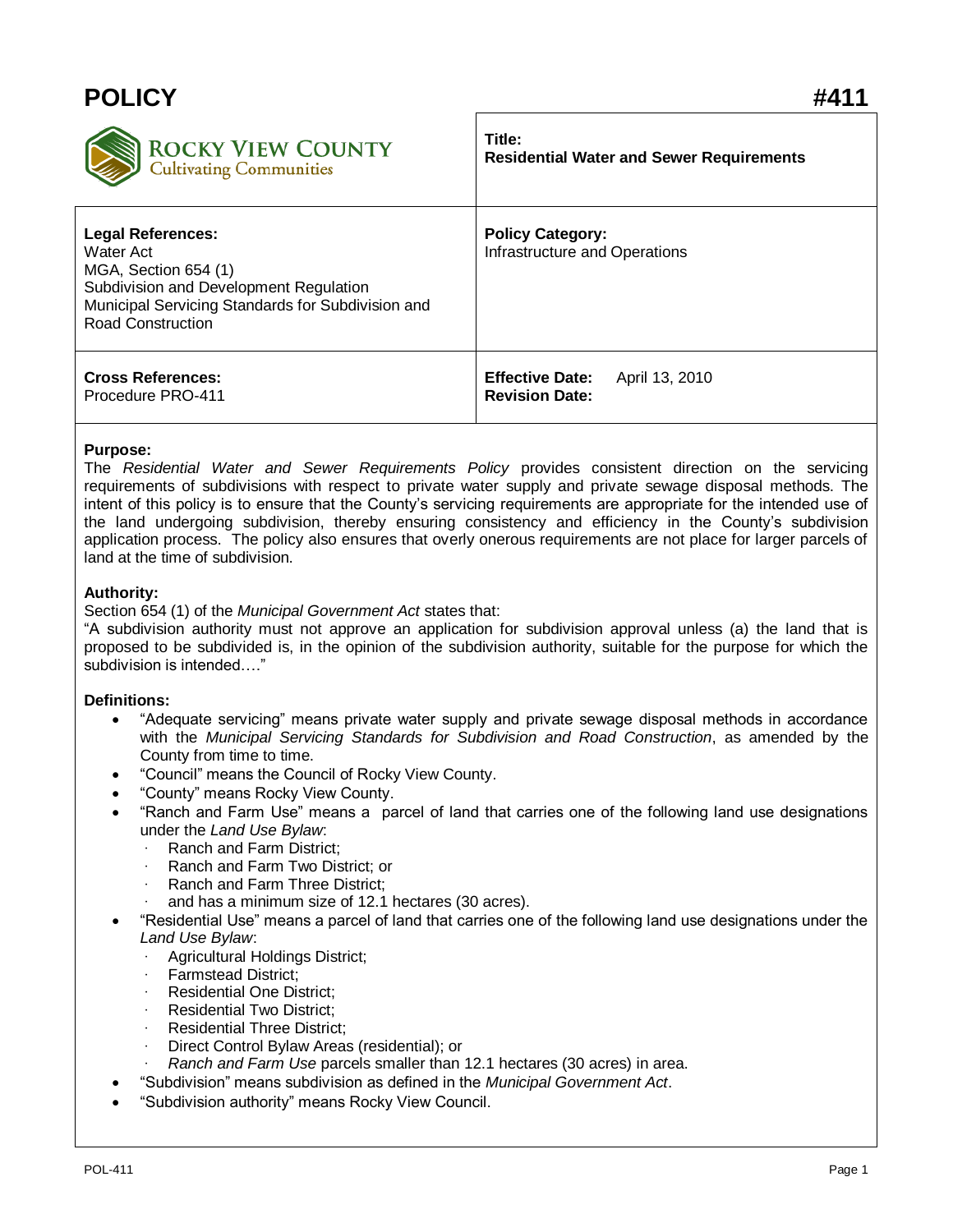# POLICY #411

ROCKY VIEW COUNTY
Cultivating Communities

| | |
|---|---|
| | **Title:**<br>**Residential Water and Sewer Requirements** |
| **Legal References:**<br>Water Act<br>MGA, Section 654 (1)<br>Subdivision and Development Regulation<br>Municipal Servicing Standards for Subdivision and Road Construction | **Policy Category:**<br>Infrastructure and Operations |
| **Cross References:**<br>Procedure PRO-411 | **Effective Date:** April 13, 2010<br>**Revision Date:** |

**Purpose:**

The *Residential Water and Sewer Requirements Policy* provides consistent direction on the servicing requirements of subdivisions with respect to private water supply and private sewage disposal methods. The intent of this policy is to ensure that the County's servicing requirements are appropriate for the intended use of the land undergoing subdivision, thereby ensuring consistency and efficiency in the County's subdivision application process. The policy also ensures that overly onerous requirements are not place for larger parcels of land at the time of subdivision.

**Authority:**

Section 654 (1) of the *Municipal Government Act* states that:

"A subdivision authority must not approve an application for subdivision approval unless (a) the land that is proposed to be subdivided is, in the opinion of the subdivision authority, suitable for the purpose for which the subdivision is intended…."

**Definitions:**

- "Adequate servicing" means private water supply and private sewage disposal methods in accordance with the *Municipal Servicing Standards for Subdivision and Road Construction*, as amended by the County from time to time.
- "Council" means the Council of Rocky View County.
- "County" means Rocky View County.
- "Ranch and Farm Use" means a parcel of land that carries one of the following land use designations under the *Land Use Bylaw*:
  - Ranch and Farm District;
  - Ranch and Farm Two District; or
  - Ranch and Farm Three District;
  - and has a minimum size of 12.1 hectares (30 acres).
- "Residential Use" means a parcel of land that carries one of the following land use designations under the *Land Use Bylaw*:
  - Agricultural Holdings District;
  - Farmstead District;
  - Residential One District;
  - Residential Two District;
  - Residential Three District;
  - Direct Control Bylaw Areas (residential); or
  - *Ranch and Farm Use* parcels smaller than 12.1 hectares (30 acres) in area.
- "Subdivision" means subdivision as defined in the *Municipal Government Act*.
- "Subdivision authority" means Rocky View Council.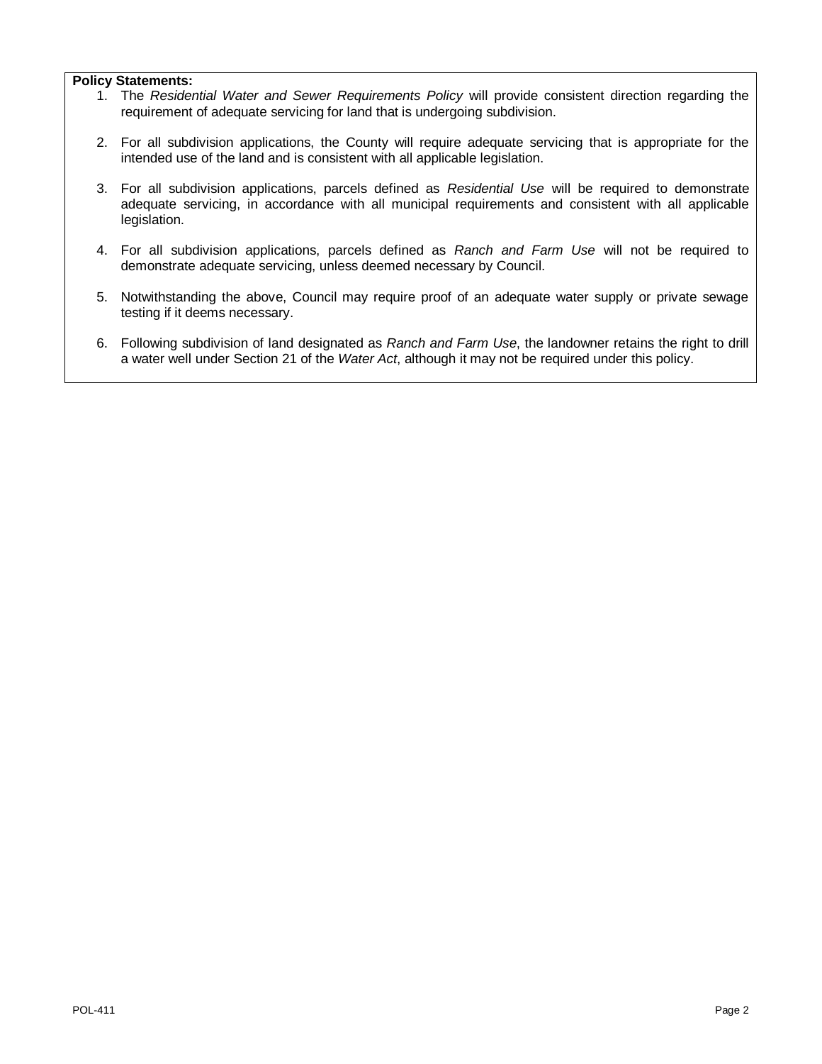**Policy Statements:**

1. The *Residential Water and Sewer Requirements Policy* will provide consistent direction regarding the requirement of adequate servicing for land that is undergoing subdivision.

2. For all subdivision applications, the County will require adequate servicing that is appropriate for the intended use of the land and is consistent with all applicable legislation.

3. For all subdivision applications, parcels defined as *Residential Use* will be required to demonstrate adequate servicing, in accordance with all municipal requirements and consistent with all applicable legislation.

4. For all subdivision applications, parcels defined as *Ranch and Farm Use* will not be required to demonstrate adequate servicing, unless deemed necessary by Council.

5. Notwithstanding the above, Council may require proof of an adequate water supply or private sewage testing if it deems necessary.

6. Following subdivision of land designated as *Ranch and Farm Use*, the landowner retains the right to drill a water well under Section 21 of the *Water Act*, although it may not be required under this policy.